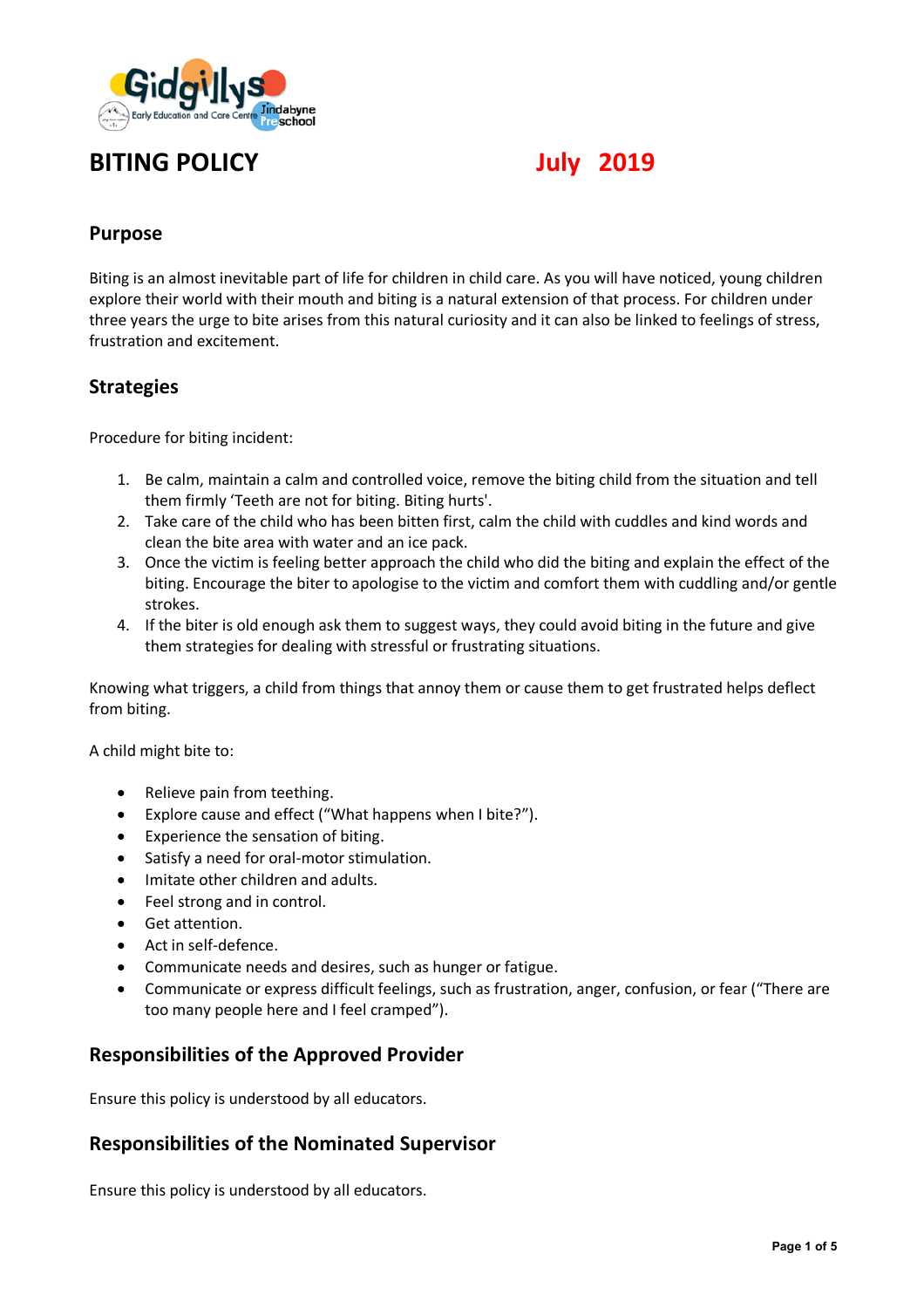# BITING POLICY

**July 2019**

## Purpose

Biting is an almost inevitable part of life for children in child care. As you will have noticed, young children explore their world with their mouth and biting is a natural extension of that process. For children under three years the urge to bite arises from this natural curiosity and it can also be linked to feelings of stress, frustration and excitement.

## Strategies

Procedure for biting incident:

1. Be calm, maintain a calm and controlled voice, remove the biting child from the situation and tell them firmly 'Teeth are not for biting. Biting hurts'.
2. Take care of the child who has been bitten first, calm the child with cuddles and kind words and clean the bite area with water and an ice pack.
3. Once the victim is feeling better approach the child who did the biting and explain the effect of the biting. Encourage the biter to apologise to the victim and comfort them with cuddling and/or gentle strokes.
4. If the biter is old enough ask them to suggest ways, they could avoid biting in the future and give them strategies for dealing with stressful or frustrating situations.

Knowing what triggers, a child from things that annoy them or cause them to get frustrated helps deflect from biting.

A child might bite to:

- Relieve pain from teething.
- Explore cause and effect ("What happens when I bite?").
- Experience the sensation of biting.
- Satisfy a need for oral-motor stimulation.
- Imitate other children and adults.
- Feel strong and in control.
- Get attention.
- Act in self-defence.
- Communicate needs and desires, such as hunger or fatigue.
- Communicate or express difficult feelings, such as frustration, anger, confusion, or fear ("There are too many people here and I feel cramped").

## Responsibilities of the Approved Provider

Ensure this policy is understood by all educators.

## Responsibilities of the Nominated Supervisor

Ensure this policy is understood by all educators.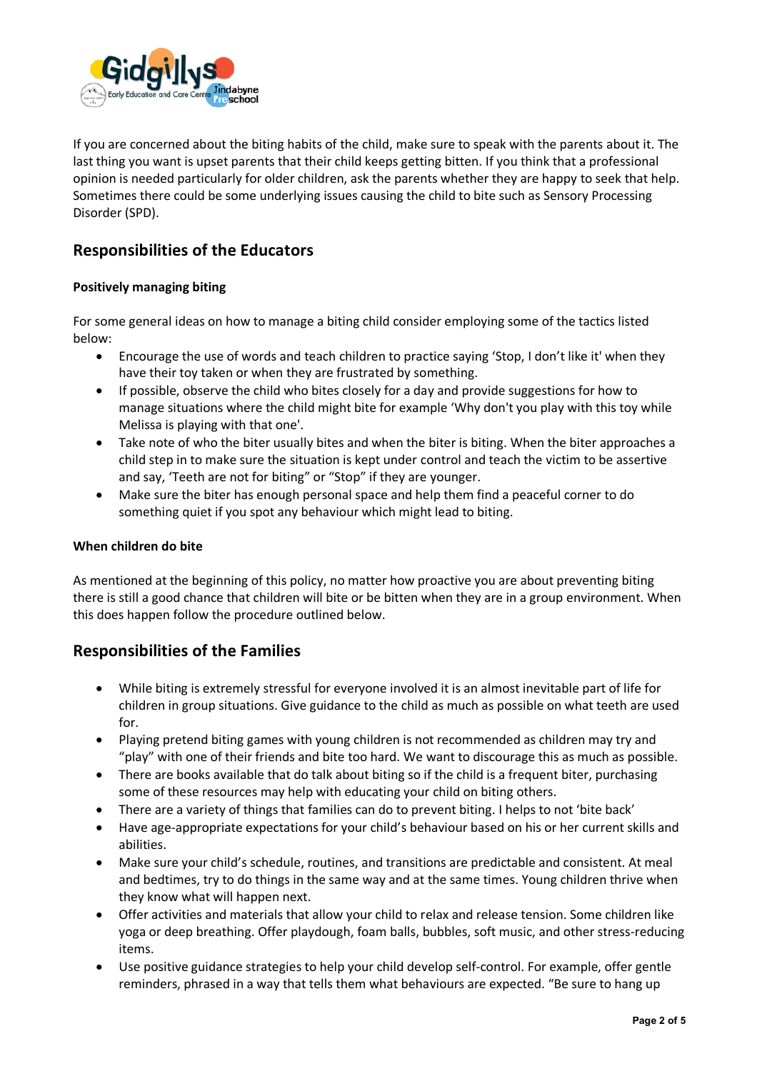If you are concerned about the biting habits of the child, make sure to speak with the parents about it. The last thing you want is upset parents that their child keeps getting bitten. If you think that a professional opinion is needed particularly for older children, ask the parents whether they are happy to seek that help. Sometimes there could be some underlying issues causing the child to bite such as Sensory Processing Disorder (SPD).

## Responsibilities of the Educators

**Positively managing biting**

For some general ideas on how to manage a biting child consider employing some of the tactics listed below:

- Encourage the use of words and teach children to practice saying 'Stop, I don't like it' when they have their toy taken or when they are frustrated by something.
- If possible, observe the child who bites closely for a day and provide suggestions for how to manage situations where the child might bite for example 'Why don't you play with this toy while Melissa is playing with that one'.
- Take note of who the biter usually bites and when the biter is biting. When the biter approaches a child step in to make sure the situation is kept under control and teach the victim to be assertive and say, 'Teeth are not for biting" or "Stop" if they are younger.
- Make sure the biter has enough personal space and help them find a peaceful corner to do something quiet if you spot any behaviour which might lead to biting.

**When children do bite**

As mentioned at the beginning of this policy, no matter how proactive you are about preventing biting there is still a good chance that children will bite or be bitten when they are in a group environment. When this does happen follow the procedure outlined below.

## Responsibilities of the Families

- While biting is extremely stressful for everyone involved it is an almost inevitable part of life for children in group situations. Give guidance to the child as much as possible on what teeth are used for.
- Playing pretend biting games with young children is not recommended as children may try and "play" with one of their friends and bite too hard. We want to discourage this as much as possible.
- There are books available that do talk about biting so if the child is a frequent biter, purchasing some of these resources may help with educating your child on biting others.
- There are a variety of things that families can do to prevent biting. I helps to not 'bite back'
- Have age-appropriate expectations for your child's behaviour based on his or her current skills and abilities.
- Make sure your child's schedule, routines, and transitions are predictable and consistent. At meal and bedtimes, try to do things in the same way and at the same times. Young children thrive when they know what will happen next.
- Offer activities and materials that allow your child to relax and release tension. Some children like yoga or deep breathing. Offer playdough, foam balls, bubbles, soft music, and other stress-reducing items.
- Use positive guidance strategies to help your child develop self-control. For example, offer gentle reminders, phrased in a way that tells them what behaviours are expected. "Be sure to hang up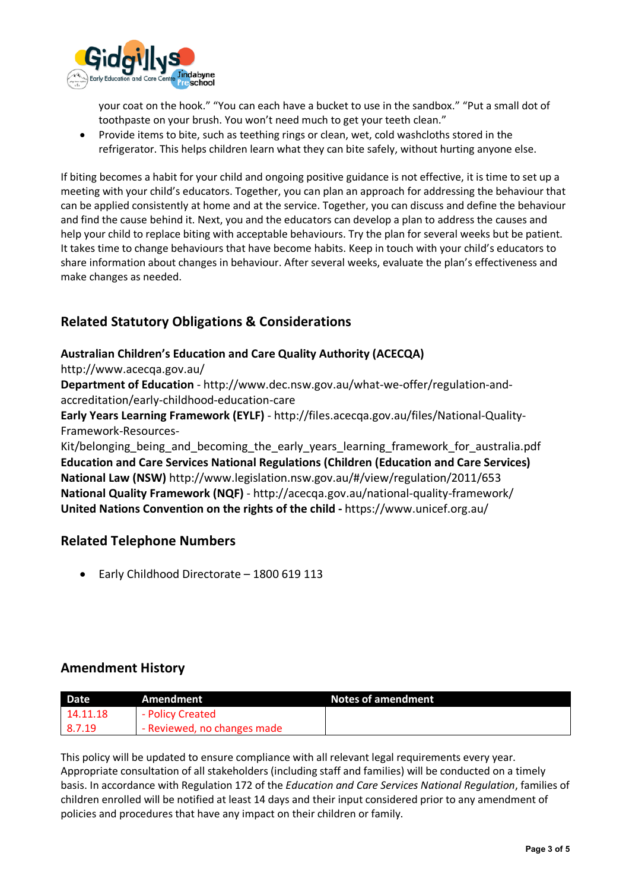your coat on the hook." "You can each have a bucket to use in the sandbox." "Put a small dot of toothpaste on your brush. You won't need much to get your teeth clean."

- Provide items to bite, such as teething rings or clean, wet, cold washcloths stored in the refrigerator. This helps children learn what they can bite safely, without hurting anyone else.

If biting becomes a habit for your child and ongoing positive guidance is not effective, it is time to set up a meeting with your child's educators. Together, you can plan an approach for addressing the behaviour that can be applied consistently at home and at the service. Together, you can discuss and define the behaviour and find the cause behind it. Next, you and the educators can develop a plan to address the causes and help your child to replace biting with acceptable behaviours. Try the plan for several weeks but be patient. It takes time to change behaviours that have become habits. Keep in touch with your child's educators to share information about changes in behaviour. After several weeks, evaluate the plan's effectiveness and make changes as needed.

## Related Statutory Obligations & Considerations

**Australian Children's Education and Care Quality Authority (ACECQA)**
http://www.acecqa.gov.au/
**Department of Education** - http://www.dec.nsw.gov.au/what-we-offer/regulation-and-accreditation/early-childhood-education-care
**Early Years Learning Framework (EYLF)** - http://files.acecqa.gov.au/files/National-Quality-Framework-Resources-Kit/belonging_being_and_becoming_the_early_years_learning_framework_for_australia.pdf
**Education and Care Services National Regulations (Children (Education and Care Services) National Law (NSW)** http://www.legislation.nsw.gov.au/#/view/regulation/2011/653
**National Quality Framework (NQF)** - http://acecqa.gov.au/national-quality-framework/
**United Nations Convention on the rights of the child -** https://www.unicef.org.au/

## Related Telephone Numbers

- Early Childhood Directorate – 1800 619 113

## Amendment History

| Date | Amendment | Notes of amendment |
|---|---|---|
| 14.11.18 | - Policy Created | |
| 8.7.19 | - Reviewed, no changes made | |

This policy will be updated to ensure compliance with all relevant legal requirements every year. Appropriate consultation of all stakeholders (including staff and families) will be conducted on a timely basis. In accordance with Regulation 172 of the *Education and Care Services National Regulation*, families of children enrolled will be notified at least 14 days and their input considered prior to any amendment of policies and procedures that have any impact on their children or family.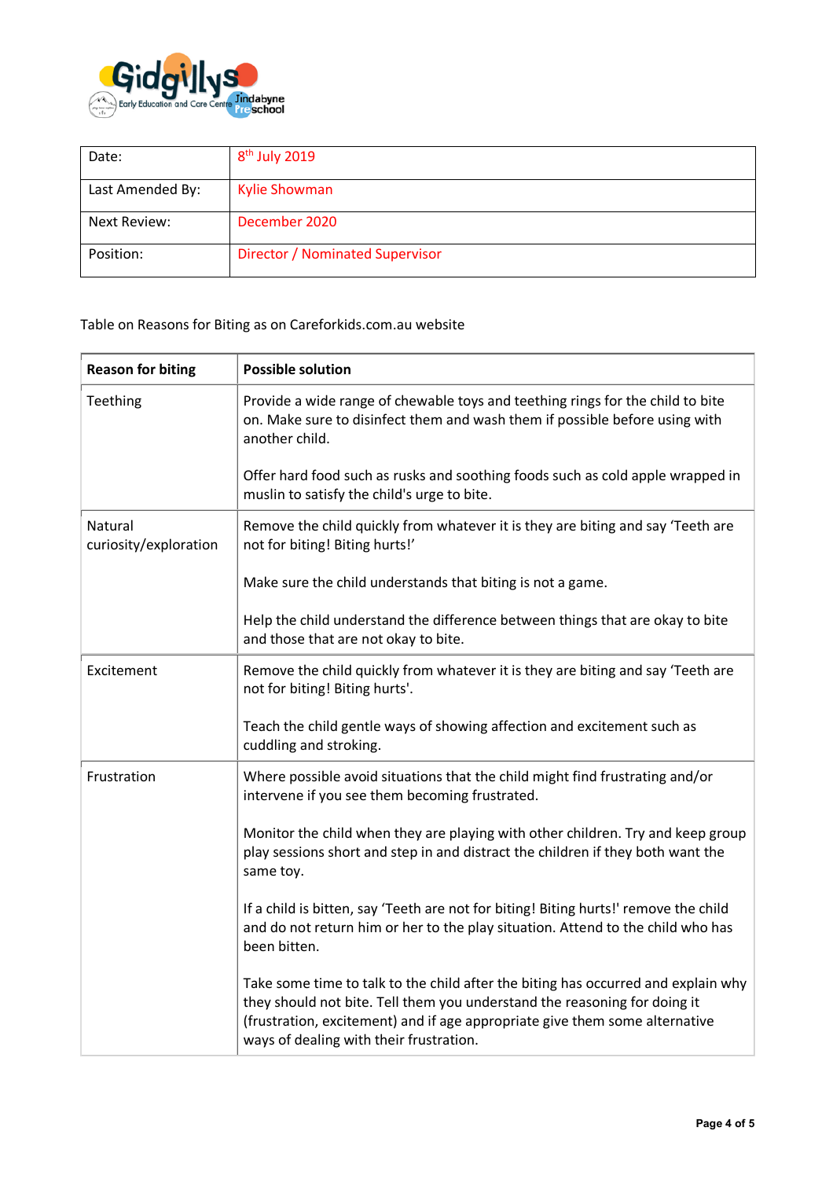| Date: | 8th July 2019 |
| --- | --- |
| Last Amended By: | Kylie Showman |
| Next Review: | December 2020 |
| Position: | Director / Nominated Supervisor |

Table on Reasons for Biting as on Careforkids.com.au website

| Reason for biting | Possible solution |
| --- | --- |
| Teething | Provide a wide range of chewable toys and teething rings for the child to bite on. Make sure to disinfect them and wash them if possible before using with another child.<br><br>Offer hard food such as rusks and soothing foods such as cold apple wrapped in muslin to satisfy the child's urge to bite. |
| Natural curiosity/exploration | Remove the child quickly from whatever it is they are biting and say 'Teeth are not for biting! Biting hurts!'<br><br>Make sure the child understands that biting is not a game.<br><br>Help the child understand the difference between things that are okay to bite and those that are not okay to bite. |
| Excitement | Remove the child quickly from whatever it is they are biting and say 'Teeth are not for biting! Biting hurts'.<br><br>Teach the child gentle ways of showing affection and excitement such as cuddling and stroking. |
| Frustration | Where possible avoid situations that the child might find frustrating and/or intervene if you see them becoming frustrated.<br><br>Monitor the child when they are playing with other children. Try and keep group play sessions short and step in and distract the children if they both want the same toy.<br><br>If a child is bitten, say 'Teeth are not for biting! Biting hurts!' remove the child and do not return him or her to the play situation. Attend to the child who has been bitten.<br><br>Take some time to talk to the child after the biting has occurred and explain why they should not bite. Tell them you understand the reasoning for doing it (frustration, excitement) and if age appropriate give them some alternative ways of dealing with their frustration. |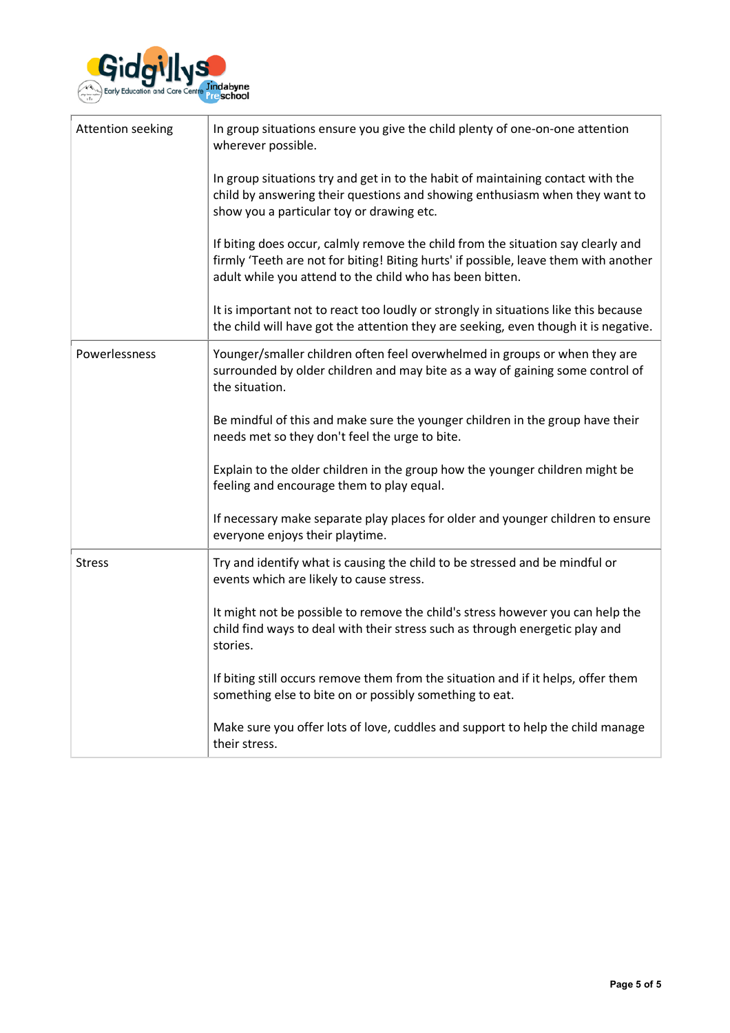| | |
|---|---|
| Attention seeking | In group situations ensure you give the child plenty of one-on-one attention wherever possible.<br><br>In group situations try and get in to the habit of maintaining contact with the child by answering their questions and showing enthusiasm when they want to show you a particular toy or drawing etc.<br><br>If biting does occur, calmly remove the child from the situation say clearly and firmly 'Teeth are not for biting! Biting hurts' if possible, leave them with another adult while you attend to the child who has been bitten.<br><br>It is important not to react too loudly or strongly in situations like this because the child will have got the attention they are seeking, even though it is negative. |
| Powerlessness | Younger/smaller children often feel overwhelmed in groups or when they are surrounded by older children and may bite as a way of gaining some control of the situation.<br><br>Be mindful of this and make sure the younger children in the group have their needs met so they don't feel the urge to bite.<br><br>Explain to the older children in the group how the younger children might be feeling and encourage them to play equal.<br><br>If necessary make separate play places for older and younger children to ensure everyone enjoys their playtime. |
| Stress | Try and identify what is causing the child to be stressed and be mindful or events which are likely to cause stress.<br><br>It might not be possible to remove the child's stress however you can help the child find ways to deal with their stress such as through energetic play and stories.<br><br>If biting still occurs remove them from the situation and if it helps, offer them something else to bite on or possibly something to eat.<br><br>Make sure you offer lots of love, cuddles and support to help the child manage their stress. |